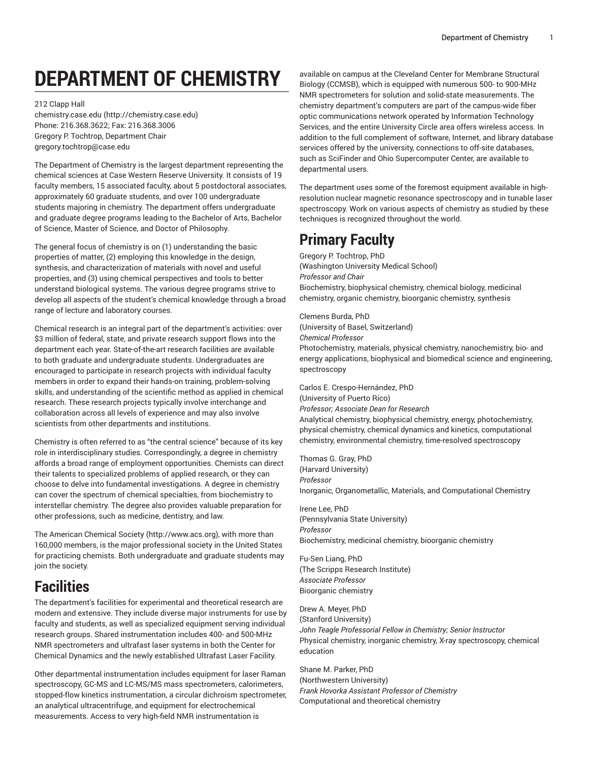# DEPARTMENT OF CHEMISTRY

212 Clapp Hall
chemistry.case.edu (http://chemistry.case.edu)
Phone: 216.368.3622; Fax: 216.368.3006
Gregory P. Tochtrop, Department Chair
gregory.tochtrop@case.edu

The Department of Chemistry is the largest department representing the chemical sciences at Case Western Reserve University. It consists of 19 faculty members, 15 associated faculty, about 5 postdoctoral associates, approximately 60 graduate students, and over 100 undergraduate students majoring in chemistry. The department offers undergraduate and graduate degree programs leading to the Bachelor of Arts, Bachelor of Science, Master of Science, and Doctor of Philosophy.

The general focus of chemistry is on (1) understanding the basic properties of matter, (2) employing this knowledge in the design, synthesis, and characterization of materials with novel and useful properties, and (3) using chemical perspectives and tools to better understand biological systems. The various degree programs strive to develop all aspects of the student's chemical knowledge through a broad range of lecture and laboratory courses.

Chemical research is an integral part of the department's activities: over $3 million of federal, state, and private research support flows into the department each year. State-of-the-art research facilities are available to both graduate and undergraduate students. Undergraduates are encouraged to participate in research projects with individual faculty members in order to expand their hands-on training, problem-solving skills, and understanding of the scientific method as applied in chemical research. These research projects typically involve interchange and collaboration across all levels of experience and may also involve scientists from other departments and institutions.

Chemistry is often referred to as "the central science" because of its key role in interdisciplinary studies. Correspondingly, a degree in chemistry affords a broad range of employment opportunities. Chemists can direct their talents to specialized problems of applied research, or they can choose to delve into fundamental investigations. A degree in chemistry can cover the spectrum of chemical specialties, from biochemistry to interstellar chemistry. The degree also provides valuable preparation for other professions, such as medicine, dentistry, and law.

The American Chemical Society (http://www.acs.org), with more than 160,000 members, is the major professional society in the United States for practicing chemists. Both undergraduate and graduate students may join the society.

## Facilities

The department's facilities for experimental and theoretical research are modern and extensive. They include diverse major instruments for use by faculty and students, as well as specialized equipment serving individual research groups. Shared instrumentation includes 400- and 500-MHz NMR spectrometers and ultrafast laser systems in both the Center for Chemical Dynamics and the newly established Ultrafast Laser Facility.

Other departmental instrumentation includes equipment for laser Raman spectroscopy, GC-MS and LC-MS/MS mass spectrometers, calorimeters, stopped-flow kinetics instrumentation, a circular dichroism spectrometer, an analytical ultracentrifuge, and equipment for electrochemical measurements. Access to very high-field NMR instrumentation is available on campus at the Cleveland Center for Membrane Structural Biology (CCMSB), which is equipped with numerous 500- to 900-MHz NMR spectrometers for solution and solid-state measurements. The chemistry department's computers are part of the campus-wide fiber optic communications network operated by Information Technology Services, and the entire University Circle area offers wireless access. In addition to the full complement of software, Internet, and library database services offered by the university, connections to off-site databases, such as SciFinder and Ohio Supercomputer Center, are available to departmental users.

The department uses some of the foremost equipment available in high-resolution nuclear magnetic resonance spectroscopy and in tunable laser spectroscopy. Work on various aspects of chemistry as studied by these techniques is recognized throughout the world.

## Primary Faculty

Gregory P. Tochtrop, PhD
(Washington University Medical School)
*Professor and Chair*
Biochemistry, biophysical chemistry, chemical biology, medicinal chemistry, organic chemistry, bioorganic chemistry, synthesis

Clemens Burda, PhD
(University of Basel, Switzerland)
*Chemical Professor*
Photochemistry, materials, physical chemistry, nanochemistry, bio- and energy applications, biophysical and biomedical science and engineering, spectroscopy

Carlos E. Crespo-Hernández, PhD
(University of Puerto Rico)
*Professor; Associate Dean for Research*
Analytical chemistry, biophysical chemistry, energy, photochemistry, physical chemistry, chemical dynamics and kinetics, computational chemistry, environmental chemistry, time-resolved spectroscopy

Thomas G. Gray, PhD
(Harvard University)
*Professor*
Inorganic, Organometallic, Materials, and Computational Chemistry

Irene Lee, PhD
(Pennsylvania State University)
*Professor*
Biochemistry, medicinal chemistry, bioorganic chemistry

Fu-Sen Liang, PhD
(The Scripps Research Institute)
*Associate Professor*
Bioorganic chemistry

Drew A. Meyer, PhD
(Stanford University)
*John Teagle Professorial Fellow in Chemistry; Senior Instructor*
Physical chemistry, inorganic chemistry, X-ray spectroscopy, chemical education

Shane M. Parker, PhD
(Northwestern University)
*Frank Hovorka Assistant Professor of Chemistry*
Computational and theoretical chemistry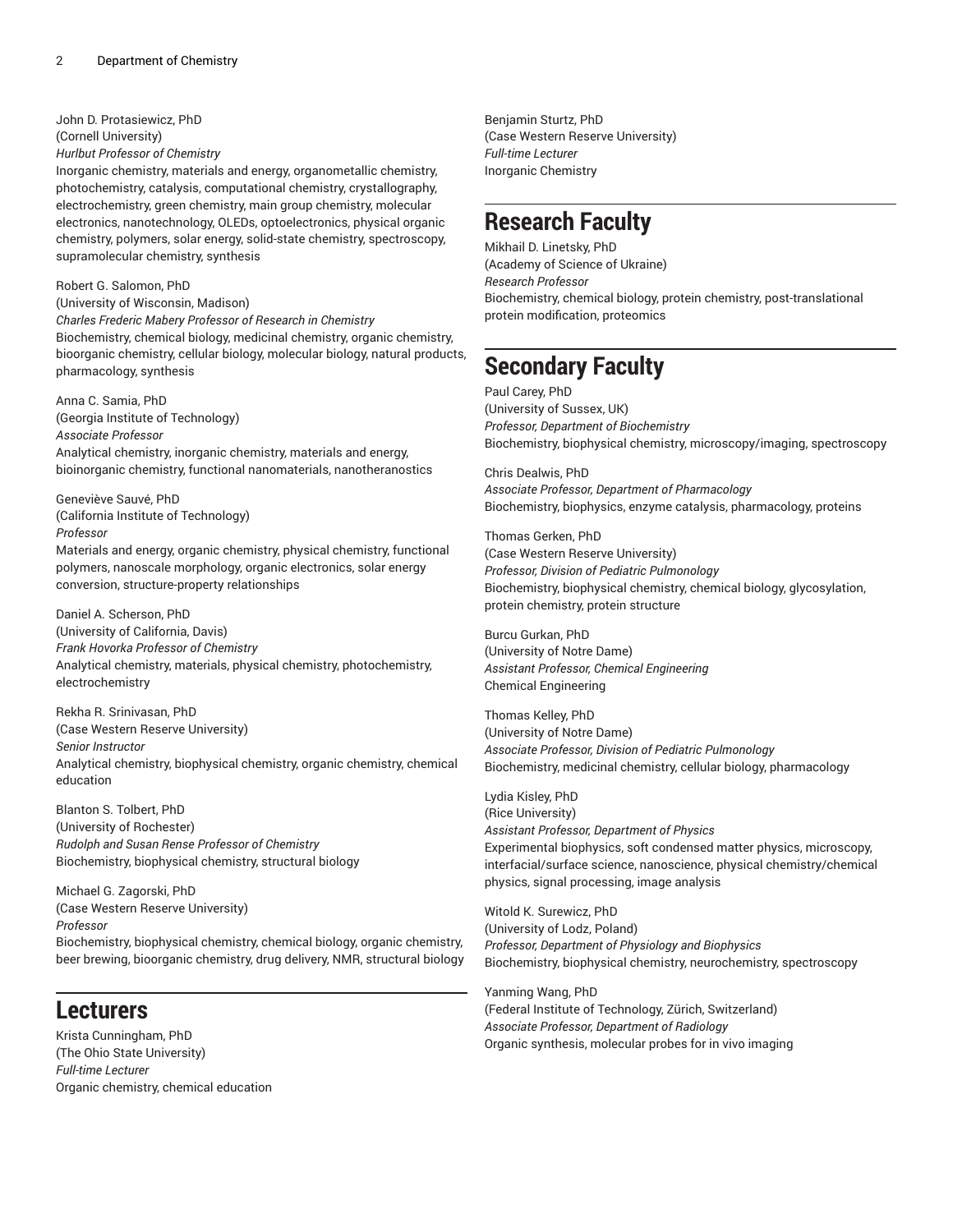John D. Protasiewicz, PhD
(Cornell University)
*Hurlbut Professor of Chemistry*
Inorganic chemistry, materials and energy, organometallic chemistry, photochemistry, catalysis, computational chemistry, crystallography, electrochemistry, green chemistry, main group chemistry, molecular electronics, nanotechnology, OLEDs, optoelectronics, physical organic chemistry, polymers, solar energy, solid-state chemistry, spectroscopy, supramolecular chemistry, synthesis

Robert G. Salomon, PhD
(University of Wisconsin, Madison)
*Charles Frederic Mabery Professor of Research in Chemistry*
Biochemistry, chemical biology, medicinal chemistry, organic chemistry, bioorganic chemistry, cellular biology, molecular biology, natural products, pharmacology, synthesis

Anna C. Samia, PhD
(Georgia Institute of Technology)
*Associate Professor*
Analytical chemistry, inorganic chemistry, materials and energy, bioinorganic chemistry, functional nanomaterials, nanotheranostics

Geneviève Sauvé, PhD
(California Institute of Technology)
*Professor*
Materials and energy, organic chemistry, physical chemistry, functional polymers, nanoscale morphology, organic electronics, solar energy conversion, structure-property relationships

Daniel A. Scherson, PhD
(University of California, Davis)
*Frank Hovorka Professor of Chemistry*
Analytical chemistry, materials, physical chemistry, photochemistry, electrochemistry

Rekha R. Srinivasan, PhD
(Case Western Reserve University)
*Senior Instructor*
Analytical chemistry, biophysical chemistry, organic chemistry, chemical education

Blanton S. Tolbert, PhD
(University of Rochester)
*Rudolph and Susan Rense Professor of Chemistry*
Biochemistry, biophysical chemistry, structural biology

Michael G. Zagorski, PhD
(Case Western Reserve University)
*Professor*
Biochemistry, biophysical chemistry, chemical biology, organic chemistry, beer brewing, bioorganic chemistry, drug delivery, NMR, structural biology

## Lecturers

Krista Cunningham, PhD
(The Ohio State University)
*Full-time Lecturer*
Organic chemistry, chemical education

Benjamin Sturtz, PhD
(Case Western Reserve University)
*Full-time Lecturer*
Inorganic Chemistry

## Research Faculty

Mikhail D. Linetsky, PhD
(Academy of Science of Ukraine)
*Research Professor*
Biochemistry, chemical biology, protein chemistry, post-translational protein modification, proteomics

## Secondary Faculty

Paul Carey, PhD
(University of Sussex, UK)
*Professor, Department of Biochemistry*
Biochemistry, biophysical chemistry, microscopy/imaging, spectroscopy

Chris Dealwis, PhD
*Associate Professor, Department of Pharmacology*
Biochemistry, biophysics, enzyme catalysis, pharmacology, proteins

Thomas Gerken, PhD
(Case Western Reserve University)
*Professor, Division of Pediatric Pulmonology*
Biochemistry, biophysical chemistry, chemical biology, glycosylation, protein chemistry, protein structure

Burcu Gurkan, PhD
(University of Notre Dame)
*Assistant Professor, Chemical Engineering*
Chemical Engineering

Thomas Kelley, PhD
(University of Notre Dame)
*Associate Professor, Division of Pediatric Pulmonology*
Biochemistry, medicinal chemistry, cellular biology, pharmacology

Lydia Kisley, PhD
(Rice University)
*Assistant Professor, Department of Physics*
Experimental biophysics, soft condensed matter physics, microscopy, interfacial/surface science, nanoscience, physical chemistry/chemical physics, signal processing, image analysis

Witold K. Surewicz, PhD
(University of Lodz, Poland)
*Professor, Department of Physiology and Biophysics*
Biochemistry, biophysical chemistry, neurochemistry, spectroscopy

Yanming Wang, PhD
(Federal Institute of Technology, Zürich, Switzerland)
*Associate Professor, Department of Radiology*
Organic synthesis, molecular probes for in vivo imaging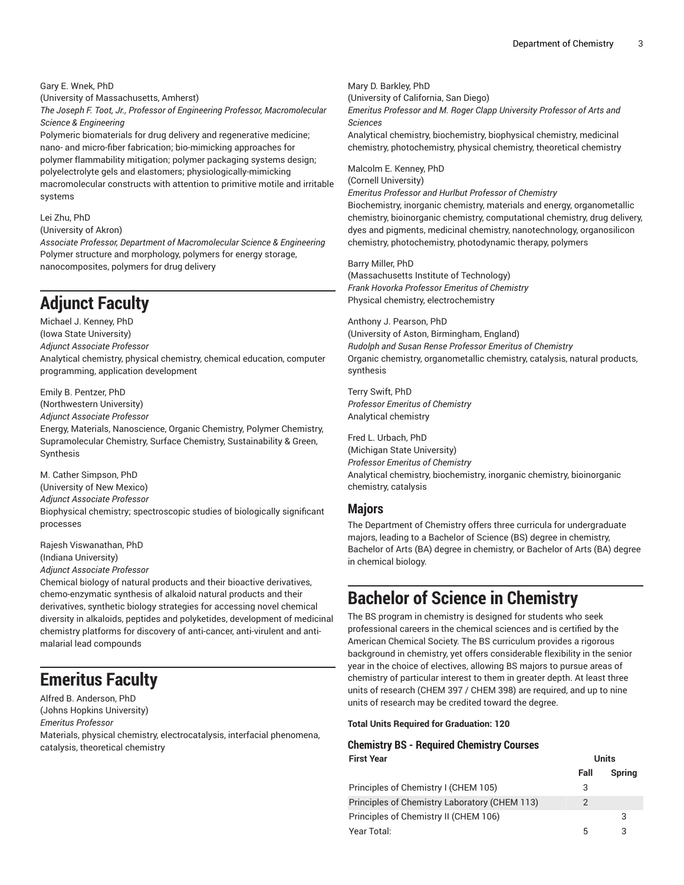Gary E. Wnek, PhD
(University of Massachusetts, Amherst)
*The Joseph F. Toot, Jr., Professor of Engineering Professor, Macromolecular Science & Engineering*
Polymeric biomaterials for drug delivery and regenerative medicine; nano- and micro-fiber fabrication; bio-mimicking approaches for polymer flammability mitigation; polymer packaging systems design; polyelectrolyte gels and elastomers; physiologically-mimicking macromolecular constructs with attention to primitive motile and irritable systems

Lei Zhu, PhD
(University of Akron)
*Associate Professor, Department of Macromolecular Science & Engineering*
Polymer structure and morphology, polymers for energy storage, nanocomposites, polymers for drug delivery

# Adjunct Faculty

Michael J. Kenney, PhD
(Iowa State University)
*Adjunct Associate Professor*
Analytical chemistry, physical chemistry, chemical education, computer programming, application development

Emily B. Pentzer, PhD
(Northwestern University)
*Adjunct Associate Professor*
Energy, Materials, Nanoscience, Organic Chemistry, Polymer Chemistry, Supramolecular Chemistry, Surface Chemistry, Sustainability & Green, Synthesis

M. Cather Simpson, PhD
(University of New Mexico)
*Adjunct Associate Professor*
Biophysical chemistry; spectroscopic studies of biologically significant processes

Rajesh Viswanathan, PhD
(Indiana University)
*Adjunct Associate Professor*
Chemical biology of natural products and their bioactive derivatives, chemo-enzymatic synthesis of alkaloid natural products and their derivatives, synthetic biology strategies for accessing novel chemical diversity in alkaloids, peptides and polyketides, development of medicinal chemistry platforms for discovery of anti-cancer, anti-virulent and anti-malarial lead compounds

# Emeritus Faculty

Alfred B. Anderson, PhD
(Johns Hopkins University)
*Emeritus Professor*
Materials, physical chemistry, electrocatalysis, interfacial phenomena, catalysis, theoretical chemistry

Mary D. Barkley, PhD
(University of California, San Diego)
*Emeritus Professor and M. Roger Clapp University Professor of Arts and Sciences*
Analytical chemistry, biochemistry, biophysical chemistry, medicinal chemistry, photochemistry, physical chemistry, theoretical chemistry

Malcolm E. Kenney, PhD
(Cornell University)
*Emeritus Professor and Hurlbut Professor of Chemistry*
Biochemistry, inorganic chemistry, materials and energy, organometallic chemistry, bioinorganic chemistry, computational chemistry, drug delivery, dyes and pigments, medicinal chemistry, nanotechnology, organosilicon chemistry, photochemistry, photodynamic therapy, polymers

Barry Miller, PhD
(Massachusetts Institute of Technology)
*Frank Hovorka Professor Emeritus of Chemistry*
Physical chemistry, electrochemistry

Anthony J. Pearson, PhD
(University of Aston, Birmingham, England)
*Rudolph and Susan Rense Professor Emeritus of Chemistry*
Organic chemistry, organometallic chemistry, catalysis, natural products, synthesis

Terry Swift, PhD
*Professor Emeritus of Chemistry*
Analytical chemistry

Fred L. Urbach, PhD
(Michigan State University)
*Professor Emeritus of Chemistry*
Analytical chemistry, biochemistry, inorganic chemistry, bioinorganic chemistry, catalysis

## Majors

The Department of Chemistry offers three curricula for undergraduate majors, leading to a Bachelor of Science (BS) degree in chemistry, Bachelor of Arts (BA) degree in chemistry, or Bachelor of Arts (BA) degree in chemical biology.

# Bachelor of Science in Chemistry

The BS program in chemistry is designed for students who seek professional careers in the chemical sciences and is certified by the American Chemical Society. The BS curriculum provides a rigorous background in chemistry, yet offers considerable flexibility in the senior year in the choice of electives, allowing BS majors to pursue areas of chemistry of particular interest to them in greater depth. At least three units of research (CHEM 397 / CHEM 398) are required, and up to nine units of research may be credited toward the degree.

**Total Units Required for Graduation: 120**

### Chemistry BS - Required Chemistry Courses

| First Year | Units | |
|---|---|---|
| | Fall | Spring |
| Principles of Chemistry I (CHEM 105) | 3 | |
| Principles of Chemistry Laboratory (CHEM 113) | 2 | |
| Principles of Chemistry II (CHEM 106) | | 3 |
| Year Total: | 5 | 3 |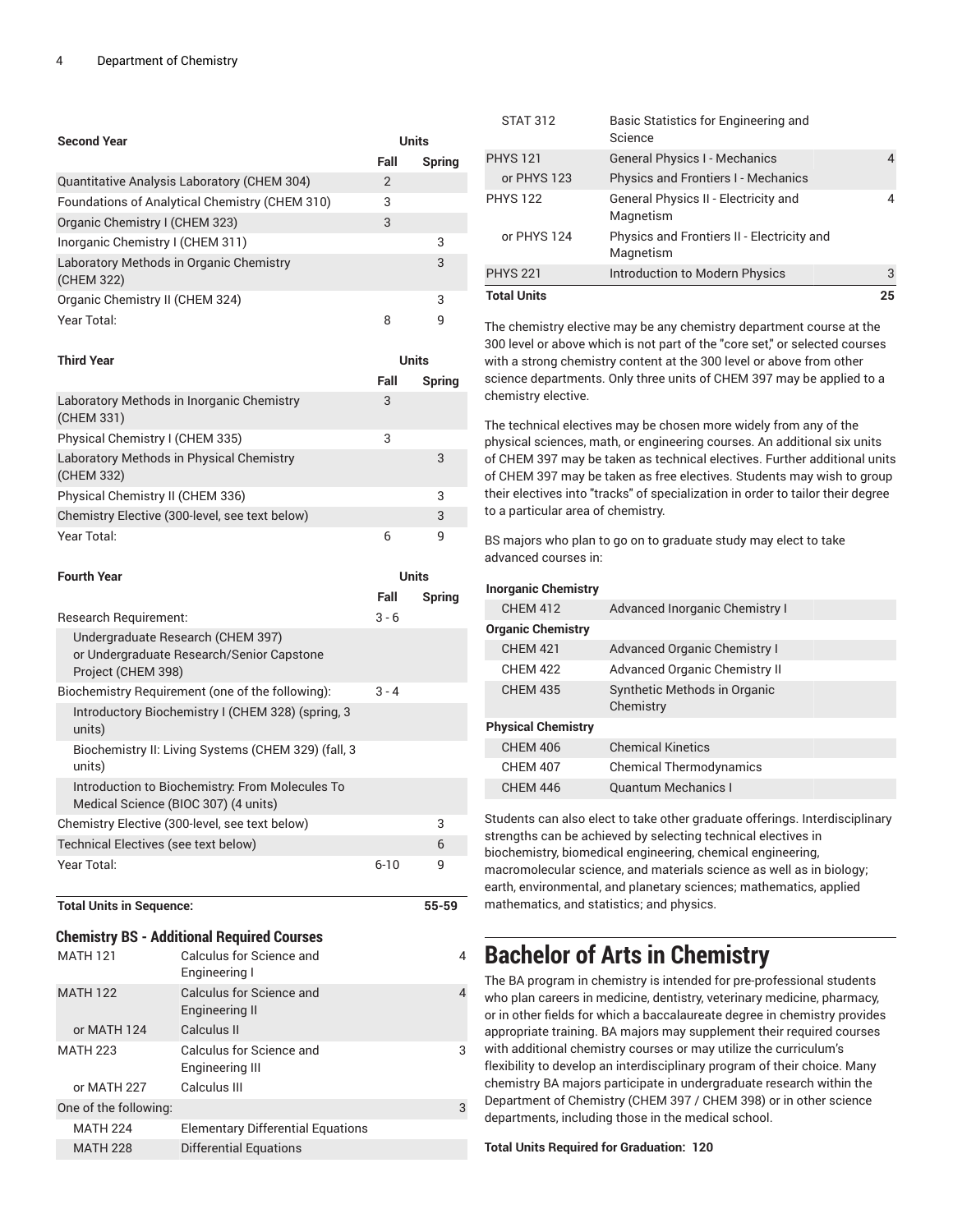| Second Year | Units | |
|---|---|---|
| | Fall | Spring |
| Quantitative Analysis Laboratory (CHEM 304) | 2 | |
| Foundations of Analytical Chemistry (CHEM 310) | 3 | |
| Organic Chemistry I (CHEM 323) | 3 | |
| Inorganic Chemistry I (CHEM 311) | | 3 |
| Laboratory Methods in Organic Chemistry (CHEM 322) | | 3 |
| Organic Chemistry II (CHEM 324) | | 3 |
| Year Total: | 8 | 9 |

| Third Year | Units | |
|---|---|---|
| | Fall | Spring |
| Laboratory Methods in Inorganic Chemistry (CHEM 331) | 3 | |
| Physical Chemistry I (CHEM 335) | 3 | |
| Laboratory Methods in Physical Chemistry (CHEM 332) | | 3 |
| Physical Chemistry II (CHEM 336) | | 3 |
| Chemistry Elective (300-level, see text below) | | 3 |
| Year Total: | 6 | 9 |

| Fourth Year | Units | |
|---|---|---|
| | Fall | Spring |
| Research Requirement: | 3 - 6 | |
| Undergraduate Research (CHEM 397) or Undergraduate Research/Senior Capstone Project (CHEM 398) | | |
| Biochemistry Requirement (one of the following): | 3 - 4 | |
| Introductory Biochemistry I (CHEM 328) (spring, 3 units) | | |
| Biochemistry II: Living Systems (CHEM 329) (fall, 3 units) | | |
| Introduction to Biochemistry: From Molecules To Medical Science (BIOC 307) (4 units) | | |
| Chemistry Elective (300-level, see text below) | | 3 |
| Technical Electives (see text below) | | 6 |
| Year Total: | 6-10 | 9 |

| Total Units in Sequence: | 55-59 |
|---|---|

### Chemistry BS - Additional Required Courses

| | | |
|---|---|---|
| MATH 121 | Calculus for Science and Engineering I | 4 |
| MATH 122 | Calculus for Science and Engineering II | 4 |
| or MATH 124 | Calculus II | |
| MATH 223 | Calculus for Science and Engineering III | 3 |
| or MATH 227 | Calculus III | |
| One of the following: | | 3 |
| MATH 224 | Elementary Differential Equations | |
| MATH 228 | Differential Equations | |
| STAT 312 | Basic Statistics for Engineering and Science | |
| PHYS 121 | General Physics I - Mechanics | 4 |
| or PHYS 123 | Physics and Frontiers I - Mechanics | |
| PHYS 122 | General Physics II - Electricity and Magnetism | 4 |
| or PHYS 124 | Physics and Frontiers II - Electricity and Magnetism | |
| PHYS 221 | Introduction to Modern Physics | 3 |
| **Total Units** | | **25** |

The chemistry elective may be any chemistry department course at the 300 level or above which is not part of the "core set," or selected courses with a strong chemistry content at the 300 level or above from other science departments. Only three units of CHEM 397 may be applied to a chemistry elective.

The technical electives may be chosen more widely from any of the physical sciences, math, or engineering courses. An additional six units of CHEM 397 may be taken as technical electives. Further additional units of CHEM 397 may be taken as free electives. Students may wish to group their electives into "tracks" of specialization in order to tailor their degree to a particular area of chemistry.

BS majors who plan to go on to graduate study may elect to take advanced courses in:

| | |
|---|---|
| **Inorganic Chemistry** | |
| CHEM 412 | Advanced Inorganic Chemistry I |
| **Organic Chemistry** | |
| CHEM 421 | Advanced Organic Chemistry I |
| CHEM 422 | Advanced Organic Chemistry II |
| CHEM 435 | Synthetic Methods in Organic Chemistry |
| **Physical Chemistry** | |
| CHEM 406 | Chemical Kinetics |
| CHEM 407 | Chemical Thermodynamics |
| CHEM 446 | Quantum Mechanics I |

Students can also elect to take other graduate offerings. Interdisciplinary strengths can be achieved by selecting technical electives in biochemistry, biomedical engineering, chemical engineering, macromolecular science, and materials science as well as in biology; earth, environmental, and planetary sciences; mathematics, applied mathematics, and statistics; and physics.

# Bachelor of Arts in Chemistry

The BA program in chemistry is intended for pre-professional students who plan careers in medicine, dentistry, veterinary medicine, pharmacy, or in other fields for which a baccalaureate degree in chemistry provides appropriate training. BA majors may supplement their required courses with additional chemistry courses or may utilize the curriculum's flexibility to develop an interdisciplinary program of their choice. Many chemistry BA majors participate in undergraduate research within the Department of Chemistry (CHEM 397 / CHEM 398) or in other science departments, including those in the medical school.

**Total Units Required for Graduation: 120**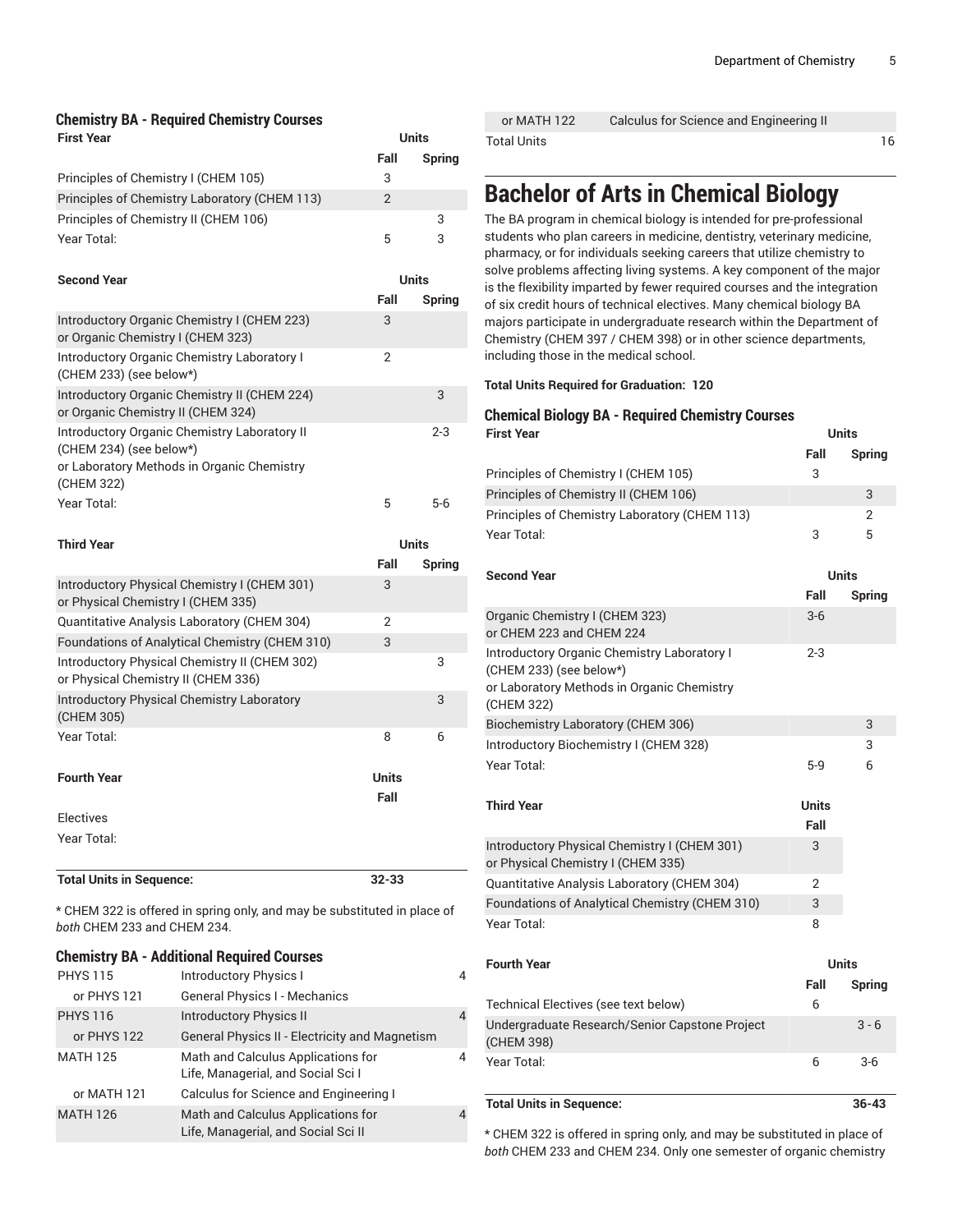### Chemistry BA - Required Chemistry Courses

| First Year | Units | |
|---|---|---|
| | Fall | Spring |
| Principles of Chemistry I (CHEM 105) | 3 | |
| Principles of Chemistry Laboratory (CHEM 113) | 2 | |
| Principles of Chemistry II (CHEM 106) | | 3 |
| Year Total: | 5 | 3 |

| Second Year | Units | |
|---|---|---|
| | Fall | Spring |
| Introductory Organic Chemistry I (CHEM 223) or Organic Chemistry I (CHEM 323) | 3 | |
| Introductory Organic Chemistry Laboratory I (CHEM 233) (see below*) | 2 | |
| Introductory Organic Chemistry II (CHEM 224) or Organic Chemistry II (CHEM 324) | | 3 |
| Introductory Organic Chemistry Laboratory II (CHEM 234) (see below*) or Laboratory Methods in Organic Chemistry (CHEM 322) | | 2-3 |
| Year Total: | 5 | 5-6 |

| Third Year | Units | |
|---|---|---|
| | Fall | Spring |
| Introductory Physical Chemistry I (CHEM 301) or Physical Chemistry I (CHEM 335) | 3 | |
| Quantitative Analysis Laboratory (CHEM 304) | 2 | |
| Foundations of Analytical Chemistry (CHEM 310) | 3 | |
| Introductory Physical Chemistry II (CHEM 302) or Physical Chemistry II (CHEM 336) | | 3 |
| Introductory Physical Chemistry Laboratory (CHEM 305) | | 3 |
| Year Total: | 8 | 6 |

| Fourth Year | Units |
|---|---|
| | Fall |
| Electives | |
| Year Total: | |
| **Total Units in Sequence:** | **32-33** |

\* CHEM 322 is offered in spring only, and may be substituted in place of *both* CHEM 233 and CHEM 234.

### Chemistry BA - Additional Required Courses

| | | |
|---|---|---|
| PHYS 115 | Introductory Physics I | 4 |
| or PHYS 121 | General Physics I - Mechanics | |
| PHYS 116 | Introductory Physics II | 4 |
| or PHYS 122 | General Physics II - Electricity and Magnetism | |
| MATH 125 | Math and Calculus Applications for Life, Managerial, and Social Sci I | 4 |
| or MATH 121 | Calculus for Science and Engineering I | |
| MATH 126 | Math and Calculus Applications for Life, Managerial, and Social Sci II | 4 |
| or MATH 122 | Calculus for Science and Engineering II | |
| Total Units | | 16 |

# Bachelor of Arts in Chemical Biology

The BA program in chemical biology is intended for pre-professional students who plan careers in medicine, dentistry, veterinary medicine, pharmacy, or for individuals seeking careers that utilize chemistry to solve problems affecting living systems. A key component of the major is the flexibility imparted by fewer required courses and the integration of six credit hours of technical electives. Many chemical biology BA majors participate in undergraduate research within the Department of Chemistry (CHEM 397 / CHEM 398) or in other science departments, including those in the medical school.

**Total Units Required for Graduation: 120**

### Chemical Biology BA - Required Chemistry Courses

| First Year | Units | |
|---|---|---|
| | Fall | Spring |
| Principles of Chemistry I (CHEM 105) | 3 | |
| Principles of Chemistry II (CHEM 106) | | 3 |
| Principles of Chemistry Laboratory (CHEM 113) | | 2 |
| Year Total: | 3 | 5 |

| Second Year | Units | |
|---|---|---|
| | Fall | Spring |
| Organic Chemistry I (CHEM 323) or CHEM 223 and CHEM 224 | 3-6 | |
| Introductory Organic Chemistry Laboratory I (CHEM 233) (see below*) or Laboratory Methods in Organic Chemistry (CHEM 322) | 2-3 | |
| Biochemistry Laboratory (CHEM 306) | | 3 |
| Introductory Biochemistry I (CHEM 328) | | 3 |
| Year Total: | 5-9 | 6 |

| Third Year | Units |
|---|---|
| | Fall |
| Introductory Physical Chemistry I (CHEM 301) or Physical Chemistry I (CHEM 335) | 3 |
| Quantitative Analysis Laboratory (CHEM 304) | 2 |
| Foundations of Analytical Chemistry (CHEM 310) | 3 |
| Year Total: | 8 |

| Fourth Year | Units | |
|---|---|---|
| | Fall | Spring |
| Technical Electives (see text below) | 6 | |
| Undergraduate Research/Senior Capstone Project (CHEM 398) | | 3 - 6 |
| Year Total: | 6 | 3-6 |
| **Total Units in Sequence:** | | **36-43** |

\* CHEM 322 is offered in spring only, and may be substituted in place of *both* CHEM 233 and CHEM 234. Only one semester of organic chemistry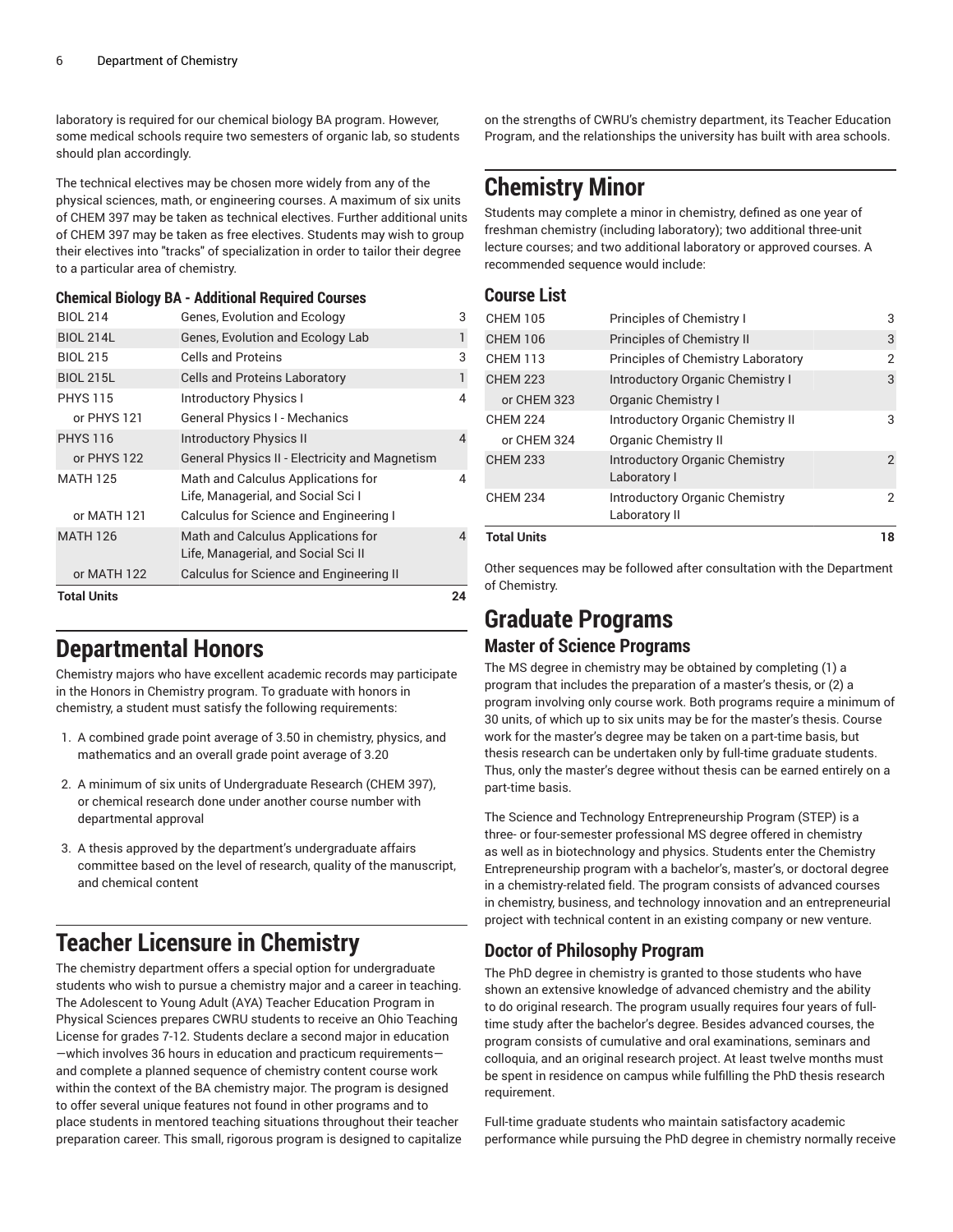laboratory is required for our chemical biology BA program. However, some medical schools require two semesters of organic lab, so students should plan accordingly.

The technical electives may be chosen more widely from any of the physical sciences, math, or engineering courses. A maximum of six units of CHEM 397 may be taken as technical electives. Further additional units of CHEM 397 may be taken as free electives. Students may wish to group their electives into "tracks" of specialization in order to tailor their degree to a particular area of chemistry.

### Chemical Biology BA - Additional Required Courses

| | | |
|---|---|---|
| BIOL 214 | Genes, Evolution and Ecology | 3 |
| BIOL 214L | Genes, Evolution and Ecology Lab | 1 |
| BIOL 215 | Cells and Proteins | 3 |
| BIOL 215L | Cells and Proteins Laboratory | 1 |
| PHYS 115 | Introductory Physics I | 4 |
| or PHYS 121 | General Physics I - Mechanics | |
| PHYS 116 | Introductory Physics II | 4 |
| or PHYS 122 | General Physics II - Electricity and Magnetism | |
| MATH 125 | Math and Calculus Applications for Life, Managerial, and Social Sci I | 4 |
| or MATH 121 | Calculus for Science and Engineering I | |
| MATH 126 | Math and Calculus Applications for Life, Managerial, and Social Sci II | 4 |
| or MATH 122 | Calculus for Science and Engineering II | |
| **Total Units** | | **24** |

## Departmental Honors

Chemistry majors who have excellent academic records may participate in the Honors in Chemistry program. To graduate with honors in chemistry, a student must satisfy the following requirements:

1. A combined grade point average of 3.50 in chemistry, physics, and mathematics and an overall grade point average of 3.20
2. A minimum of six units of Undergraduate Research (CHEM 397), or chemical research done under another course number with departmental approval
3. A thesis approved by the department's undergraduate affairs committee based on the level of research, quality of the manuscript, and chemical content

## Teacher Licensure in Chemistry

The chemistry department offers a special option for undergraduate students who wish to pursue a chemistry major and a career in teaching. The Adolescent to Young Adult (AYA) Teacher Education Program in Physical Sciences prepares CWRU students to receive an Ohio Teaching License for grades 7-12. Students declare a second major in education —which involves 36 hours in education and practicum requirements— and complete a planned sequence of chemistry content course work within the context of the BA chemistry major. The program is designed to offer several unique features not found in other programs and to place students in mentored teaching situations throughout their teacher preparation career. This small, rigorous program is designed to capitalize on the strengths of CWRU's chemistry department, its Teacher Education Program, and the relationships the university has built with area schools.

## Chemistry Minor

Students may complete a minor in chemistry, defined as one year of freshman chemistry (including laboratory); two additional three-unit lecture courses; and two additional laboratory or approved courses. A recommended sequence would include:

### Course List

| | | |
|---|---|---|
| CHEM 105 | Principles of Chemistry I | 3 |
| CHEM 106 | Principles of Chemistry II | 3 |
| CHEM 113 | Principles of Chemistry Laboratory | 2 |
| CHEM 223 | Introductory Organic Chemistry I | 3 |
| or CHEM 323 | Organic Chemistry I | |
| CHEM 224 | Introductory Organic Chemistry II | 3 |
| or CHEM 324 | Organic Chemistry II | |
| CHEM 233 | Introductory Organic Chemistry Laboratory I | 2 |
| CHEM 234 | Introductory Organic Chemistry Laboratory II | 2 |
| **Total Units** | | **18** |

Other sequences may be followed after consultation with the Department of Chemistry.

## Graduate Programs

### Master of Science Programs

The MS degree in chemistry may be obtained by completing (1) a program that includes the preparation of a master's thesis, or (2) a program involving only course work. Both programs require a minimum of 30 units, of which up to six units may be for the master's thesis. Course work for the master's degree may be taken on a part-time basis, but thesis research can be undertaken only by full-time graduate students. Thus, only the master's degree without thesis can be earned entirely on a part-time basis.

The Science and Technology Entrepreneurship Program (STEP) is a three- or four-semester professional MS degree offered in chemistry as well as in biotechnology and physics. Students enter the Chemistry Entrepreneurship program with a bachelor's, master's, or doctoral degree in a chemistry-related field. The program consists of advanced courses in chemistry, business, and technology innovation and an entrepreneurial project with technical content in an existing company or new venture.

### Doctor of Philosophy Program

The PhD degree in chemistry is granted to those students who have shown an extensive knowledge of advanced chemistry and the ability to do original research. The program usually requires four years of full-time study after the bachelor's degree. Besides advanced courses, the program consists of cumulative and oral examinations, seminars and colloquia, and an original research project. At least twelve months must be spent in residence on campus while fulfilling the PhD thesis research requirement.

Full-time graduate students who maintain satisfactory academic performance while pursuing the PhD degree in chemistry normally receive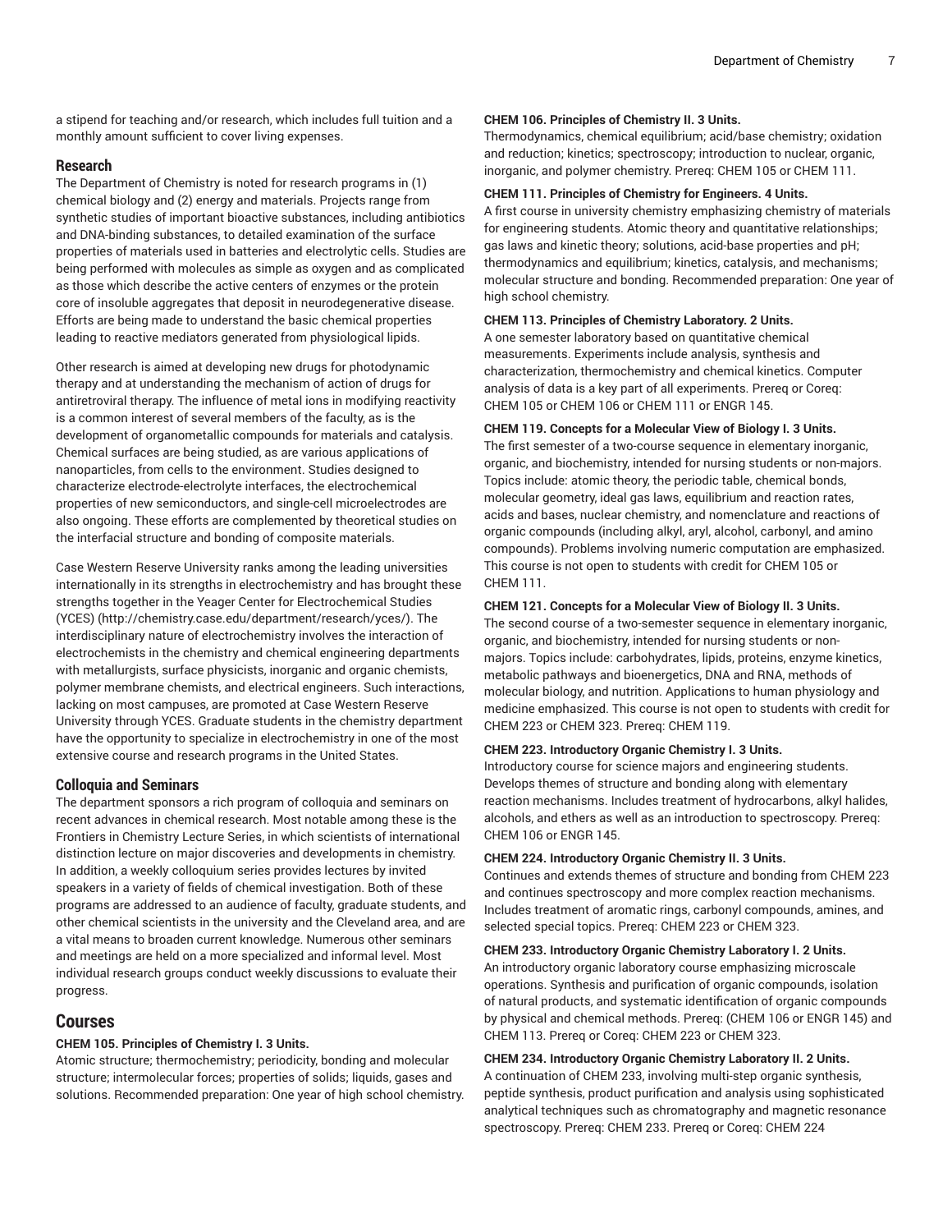a stipend for teaching and/or research, which includes full tuition and a monthly amount sufficient to cover living expenses.

## Research

The Department of Chemistry is noted for research programs in (1) chemical biology and (2) energy and materials. Projects range from synthetic studies of important bioactive substances, including antibiotics and DNA-binding substances, to detailed examination of the surface properties of materials used in batteries and electrolytic cells. Studies are being performed with molecules as simple as oxygen and as complicated as those which describe the active centers of enzymes or the protein core of insoluble aggregates that deposit in neurodegenerative disease. Efforts are being made to understand the basic chemical properties leading to reactive mediators generated from physiological lipids.

Other research is aimed at developing new drugs for photodynamic therapy and at understanding the mechanism of action of drugs for antiretroviral therapy. The influence of metal ions in modifying reactivity is a common interest of several members of the faculty, as is the development of organometallic compounds for materials and catalysis. Chemical surfaces are being studied, as are various applications of nanoparticles, from cells to the environment. Studies designed to characterize electrode-electrolyte interfaces, the electrochemical properties of new semiconductors, and single-cell microelectrodes are also ongoing. These efforts are complemented by theoretical studies on the interfacial structure and bonding of composite materials.

Case Western Reserve University ranks among the leading universities internationally in its strengths in electrochemistry and has brought these strengths together in the Yeager Center for Electrochemical Studies (YCES) (http://chemistry.case.edu/department/research/yces/). The interdisciplinary nature of electrochemistry involves the interaction of electrochemists in the chemistry and chemical engineering departments with metallurgists, surface physicists, inorganic and organic chemists, polymer membrane chemists, and electrical engineers. Such interactions, lacking on most campuses, are promoted at Case Western Reserve University through YCES. Graduate students in the chemistry department have the opportunity to specialize in electrochemistry in one of the most extensive course and research programs in the United States.

## Colloquia and Seminars

The department sponsors a rich program of colloquia and seminars on recent advances in chemical research. Most notable among these is the Frontiers in Chemistry Lecture Series, in which scientists of international distinction lecture on major discoveries and developments in chemistry. In addition, a weekly colloquium series provides lectures by invited speakers in a variety of fields of chemical investigation. Both of these programs are addressed to an audience of faculty, graduate students, and other chemical scientists in the university and the Cleveland area, and are a vital means to broaden current knowledge. Numerous other seminars and meetings are held on a more specialized and informal level. Most individual research groups conduct weekly discussions to evaluate their progress.

# Courses

**CHEM 105. Principles of Chemistry I. 3 Units.**
Atomic structure; thermochemistry; periodicity, bonding and molecular structure; intermolecular forces; properties of solids; liquids, gases and solutions. Recommended preparation: One year of high school chemistry.

**CHEM 106. Principles of Chemistry II. 3 Units.**
Thermodynamics, chemical equilibrium; acid/base chemistry; oxidation and reduction; kinetics; spectroscopy; introduction to nuclear, organic, inorganic, and polymer chemistry. Prereq: CHEM 105 or CHEM 111.

**CHEM 111. Principles of Chemistry for Engineers. 4 Units.**
A first course in university chemistry emphasizing chemistry of materials for engineering students. Atomic theory and quantitative relationships; gas laws and kinetic theory; solutions, acid-base properties and pH; thermodynamics and equilibrium; kinetics, catalysis, and mechanisms; molecular structure and bonding. Recommended preparation: One year of high school chemistry.

**CHEM 113. Principles of Chemistry Laboratory. 2 Units.**
A one semester laboratory based on quantitative chemical measurements. Experiments include analysis, synthesis and characterization, thermochemistry and chemical kinetics. Computer analysis of data is a key part of all experiments. Prereq or Coreq: CHEM 105 or CHEM 106 or CHEM 111 or ENGR 145.

**CHEM 119. Concepts for a Molecular View of Biology I. 3 Units.**
The first semester of a two-course sequence in elementary inorganic, organic, and biochemistry, intended for nursing students or non-majors. Topics include: atomic theory, the periodic table, chemical bonds, molecular geometry, ideal gas laws, equilibrium and reaction rates, acids and bases, nuclear chemistry, and nomenclature and reactions of organic compounds (including alkyl, aryl, alcohol, carbonyl, and amino compounds). Problems involving numeric computation are emphasized. This course is not open to students with credit for CHEM 105 or CHEM 111.

**CHEM 121. Concepts for a Molecular View of Biology II. 3 Units.**
The second course of a two-semester sequence in elementary inorganic, organic, and biochemistry, intended for nursing students or non-majors. Topics include: carbohydrates, lipids, proteins, enzyme kinetics, metabolic pathways and bioenergetics, DNA and RNA, methods of molecular biology, and nutrition. Applications to human physiology and medicine emphasized. This course is not open to students with credit for CHEM 223 or CHEM 323. Prereq: CHEM 119.

**CHEM 223. Introductory Organic Chemistry I. 3 Units.**
Introductory course for science majors and engineering students. Develops themes of structure and bonding along with elementary reaction mechanisms. Includes treatment of hydrocarbons, alkyl halides, alcohols, and ethers as well as an introduction to spectroscopy. Prereq: CHEM 106 or ENGR 145.

**CHEM 224. Introductory Organic Chemistry II. 3 Units.**
Continues and extends themes of structure and bonding from CHEM 223 and continues spectroscopy and more complex reaction mechanisms. Includes treatment of aromatic rings, carbonyl compounds, amines, and selected special topics. Prereq: CHEM 223 or CHEM 323.

**CHEM 233. Introductory Organic Chemistry Laboratory I. 2 Units.**
An introductory organic laboratory course emphasizing microscale operations. Synthesis and purification of organic compounds, isolation of natural products, and systematic identification of organic compounds by physical and chemical methods. Prereq: (CHEM 106 or ENGR 145) and CHEM 113. Prereq or Coreq: CHEM 223 or CHEM 323.

**CHEM 234. Introductory Organic Chemistry Laboratory II. 2 Units.**
A continuation of CHEM 233, involving multi-step organic synthesis, peptide synthesis, product purification and analysis using sophisticated analytical techniques such as chromatography and magnetic resonance spectroscopy. Prereq: CHEM 233. Prereq or Coreq: CHEM 224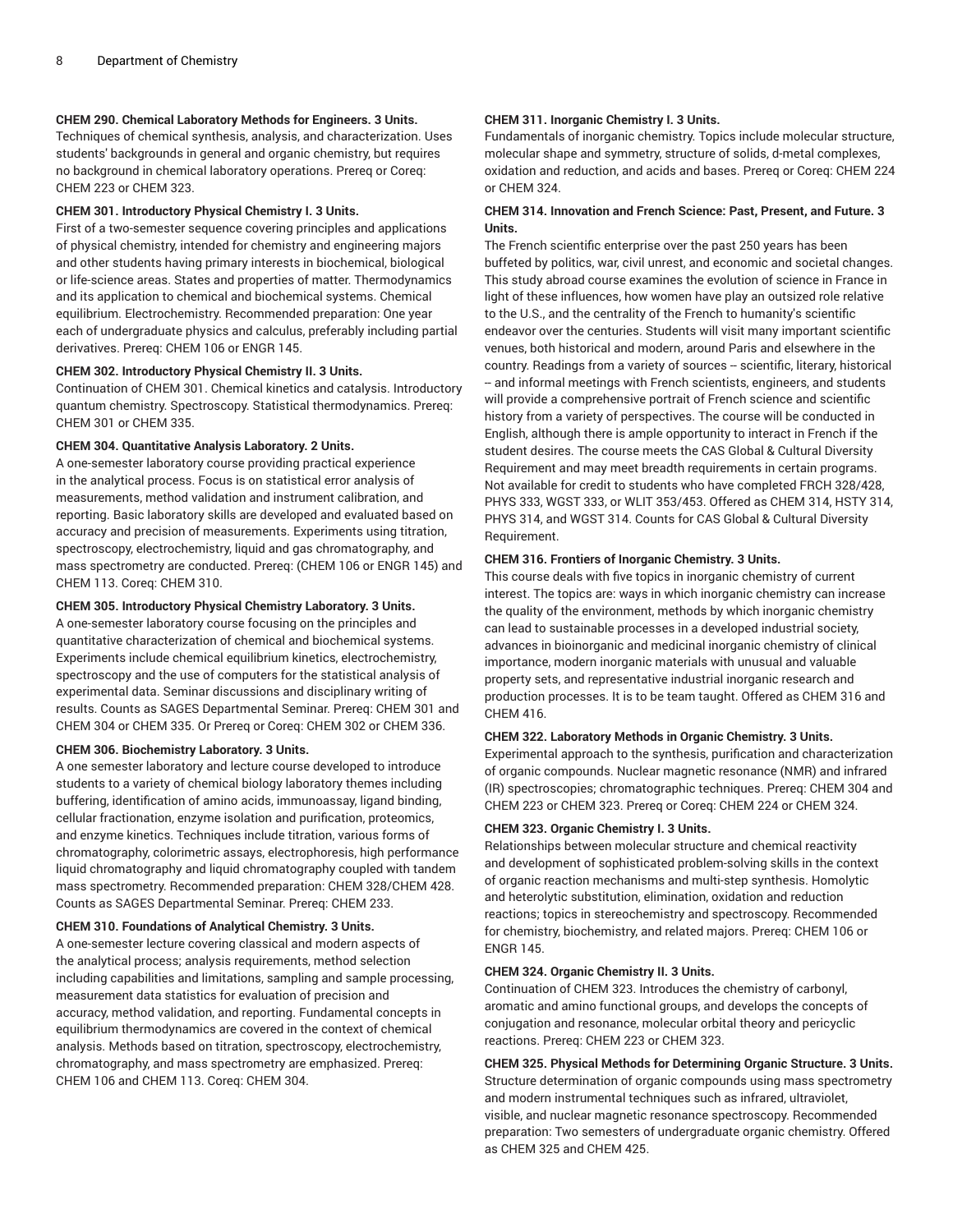**CHEM 290. Chemical Laboratory Methods for Engineers. 3 Units.**
Techniques of chemical synthesis, analysis, and characterization. Uses students' backgrounds in general and organic chemistry, but requires no background in chemical laboratory operations. Prereq or Coreq: CHEM 223 or CHEM 323.

**CHEM 301. Introductory Physical Chemistry I. 3 Units.**
First of a two-semester sequence covering principles and applications of physical chemistry, intended for chemistry and engineering majors and other students having primary interests in biochemical, biological or life-science areas. States and properties of matter. Thermodynamics and its application to chemical and biochemical systems. Chemical equilibrium. Electrochemistry. Recommended preparation: One year each of undergraduate physics and calculus, preferably including partial derivatives. Prereq: CHEM 106 or ENGR 145.

**CHEM 302. Introductory Physical Chemistry II. 3 Units.**
Continuation of CHEM 301. Chemical kinetics and catalysis. Introductory quantum chemistry. Spectroscopy. Statistical thermodynamics. Prereq: CHEM 301 or CHEM 335.

**CHEM 304. Quantitative Analysis Laboratory. 2 Units.**
A one-semester laboratory course providing practical experience in the analytical process. Focus is on statistical error analysis of measurements, method validation and instrument calibration, and reporting. Basic laboratory skills are developed and evaluated based on accuracy and precision of measurements. Experiments using titration, spectroscopy, electrochemistry, liquid and gas chromatography, and mass spectrometry are conducted. Prereq: (CHEM 106 or ENGR 145) and CHEM 113. Coreq: CHEM 310.

**CHEM 305. Introductory Physical Chemistry Laboratory. 3 Units.**
A one-semester laboratory course focusing on the principles and quantitative characterization of chemical and biochemical systems. Experiments include chemical equilibrium kinetics, electrochemistry, spectroscopy and the use of computers for the statistical analysis of experimental data. Seminar discussions and disciplinary writing of results. Counts as SAGES Departmental Seminar. Prereq: CHEM 301 and CHEM 304 or CHEM 335. Or Prereq or Coreq: CHEM 302 or CHEM 336.

**CHEM 306. Biochemistry Laboratory. 3 Units.**
A one semester laboratory and lecture course developed to introduce students to a variety of chemical biology laboratory themes including buffering, identification of amino acids, immunoassay, ligand binding, cellular fractionation, enzyme isolation and purification, proteomics, and enzyme kinetics. Techniques include titration, various forms of chromatography, colorimetric assays, electrophoresis, high performance liquid chromatography and liquid chromatography coupled with tandem mass spectrometry. Recommended preparation: CHEM 328/CHEM 428. Counts as SAGES Departmental Seminar. Prereq: CHEM 233.

**CHEM 310. Foundations of Analytical Chemistry. 3 Units.**
A one-semester lecture covering classical and modern aspects of the analytical process; analysis requirements, method selection including capabilities and limitations, sampling and sample processing, measurement data statistics for evaluation of precision and accuracy, method validation, and reporting. Fundamental concepts in equilibrium thermodynamics are covered in the context of chemical analysis. Methods based on titration, spectroscopy, electrochemistry, chromatography, and mass spectrometry are emphasized. Prereq: CHEM 106 and CHEM 113. Coreq: CHEM 304.

**CHEM 311. Inorganic Chemistry I. 3 Units.**
Fundamentals of inorganic chemistry. Topics include molecular structure, molecular shape and symmetry, structure of solids, d-metal complexes, oxidation and reduction, and acids and bases. Prereq or Coreq: CHEM 224 or CHEM 324.

**CHEM 314. Innovation and French Science: Past, Present, and Future. 3 Units.**
The French scientific enterprise over the past 250 years has been buffeted by politics, war, civil unrest, and economic and societal changes. This study abroad course examines the evolution of science in France in light of these influences, how women have play an outsized role relative to the U.S., and the centrality of the French to humanity's scientific endeavor over the centuries. Students will visit many important scientific venues, both historical and modern, around Paris and elsewhere in the country. Readings from a variety of sources -- scientific, literary, historical -- and informal meetings with French scientists, engineers, and students will provide a comprehensive portrait of French science and scientific history from a variety of perspectives. The course will be conducted in English, although there is ample opportunity to interact in French if the student desires. The course meets the CAS Global & Cultural Diversity Requirement and may meet breadth requirements in certain programs. Not available for credit to students who have completed FRCH 328/428, PHYS 333, WGST 333, or WLIT 353/453. Offered as CHEM 314, HSTY 314, PHYS 314, and WGST 314. Counts for CAS Global & Cultural Diversity Requirement.

**CHEM 316. Frontiers of Inorganic Chemistry. 3 Units.**
This course deals with five topics in inorganic chemistry of current interest. The topics are: ways in which inorganic chemistry can increase the quality of the environment, methods by which inorganic chemistry can lead to sustainable processes in a developed industrial society, advances in bioinorganic and medicinal inorganic chemistry of clinical importance, modern inorganic materials with unusual and valuable property sets, and representative industrial inorganic research and production processes. It is to be team taught. Offered as CHEM 316 and CHEM 416.

**CHEM 322. Laboratory Methods in Organic Chemistry. 3 Units.**
Experimental approach to the synthesis, purification and characterization of organic compounds. Nuclear magnetic resonance (NMR) and infrared (IR) spectroscopies; chromatographic techniques. Prereq: CHEM 304 and CHEM 223 or CHEM 323. Prereq or Coreq: CHEM 224 or CHEM 324.

**CHEM 323. Organic Chemistry I. 3 Units.**
Relationships between molecular structure and chemical reactivity and development of sophisticated problem-solving skills in the context of organic reaction mechanisms and multi-step synthesis. Homolytic and heterolytic substitution, elimination, oxidation and reduction reactions; topics in stereochemistry and spectroscopy. Recommended for chemistry, biochemistry, and related majors. Prereq: CHEM 106 or ENGR 145.

**CHEM 324. Organic Chemistry II. 3 Units.**
Continuation of CHEM 323. Introduces the chemistry of carbonyl, aromatic and amino functional groups, and develops the concepts of conjugation and resonance, molecular orbital theory and pericyclic reactions. Prereq: CHEM 223 or CHEM 323.

**CHEM 325. Physical Methods for Determining Organic Structure. 3 Units.**
Structure determination of organic compounds using mass spectrometry and modern instrumental techniques such as infrared, ultraviolet, visible, and nuclear magnetic resonance spectroscopy. Recommended preparation: Two semesters of undergraduate organic chemistry. Offered as CHEM 325 and CHEM 425.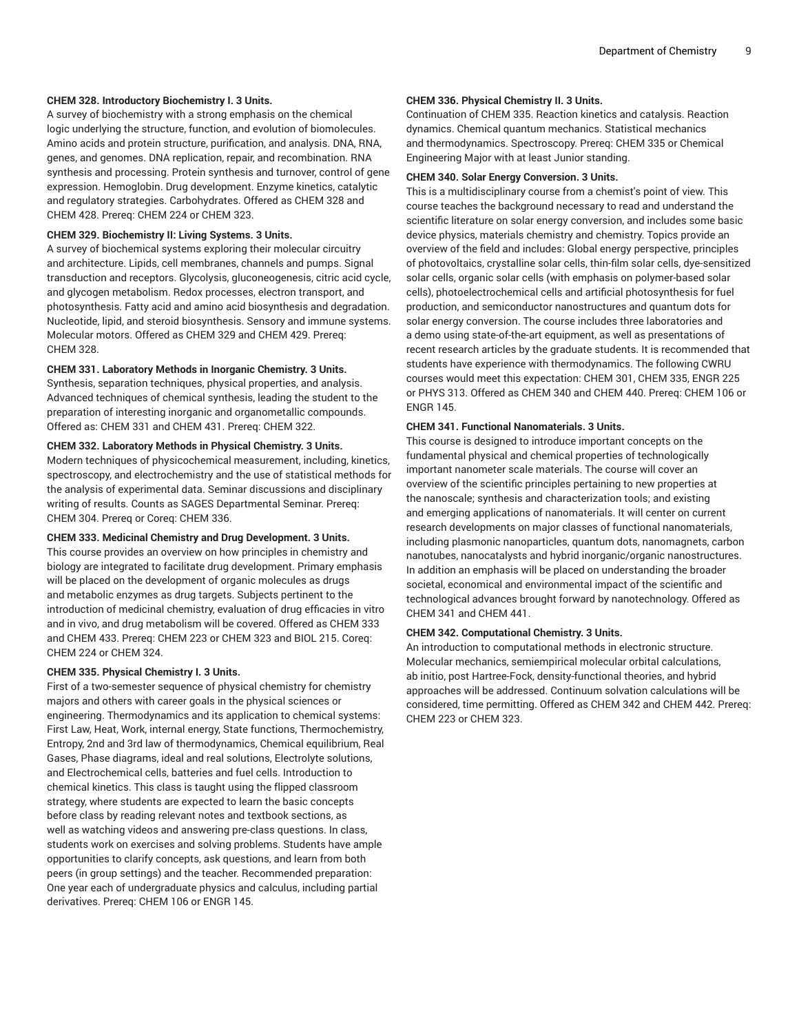**CHEM 328. Introductory Biochemistry I. 3 Units.**

A survey of biochemistry with a strong emphasis on the chemical logic underlying the structure, function, and evolution of biomolecules. Amino acids and protein structure, purification, and analysis. DNA, RNA, genes, and genomes. DNA replication, repair, and recombination. RNA synthesis and processing. Protein synthesis and turnover, control of gene expression. Hemoglobin. Drug development. Enzyme kinetics, catalytic and regulatory strategies. Carbohydrates. Offered as CHEM 328 and CHEM 428. Prereq: CHEM 224 or CHEM 323.

**CHEM 329. Biochemistry II: Living Systems. 3 Units.**

A survey of biochemical systems exploring their molecular circuitry and architecture. Lipids, cell membranes, channels and pumps. Signal transduction and receptors. Glycolysis, gluconeogenesis, citric acid cycle, and glycogen metabolism. Redox processes, electron transport, and photosynthesis. Fatty acid and amino acid biosynthesis and degradation. Nucleotide, lipid, and steroid biosynthesis. Sensory and immune systems. Molecular motors. Offered as CHEM 329 and CHEM 429. Prereq: CHEM 328.

**CHEM 331. Laboratory Methods in Inorganic Chemistry. 3 Units.**

Synthesis, separation techniques, physical properties, and analysis. Advanced techniques of chemical synthesis, leading the student to the preparation of interesting inorganic and organometallic compounds. Offered as: CHEM 331 and CHEM 431. Prereq: CHEM 322.

**CHEM 332. Laboratory Methods in Physical Chemistry. 3 Units.**

Modern techniques of physicochemical measurement, including, kinetics, spectroscopy, and electrochemistry and the use of statistical methods for the analysis of experimental data. Seminar discussions and disciplinary writing of results. Counts as SAGES Departmental Seminar. Prereq: CHEM 304. Prereq or Coreq: CHEM 336.

**CHEM 333. Medicinal Chemistry and Drug Development. 3 Units.**

This course provides an overview on how principles in chemistry and biology are integrated to facilitate drug development. Primary emphasis will be placed on the development of organic molecules as drugs and metabolic enzymes as drug targets. Subjects pertinent to the introduction of medicinal chemistry, evaluation of drug efficacies in vitro and in vivo, and drug metabolism will be covered. Offered as CHEM 333 and CHEM 433. Prereq: CHEM 223 or CHEM 323 and BIOL 215. Coreq: CHEM 224 or CHEM 324.

**CHEM 335. Physical Chemistry I. 3 Units.**

First of a two-semester sequence of physical chemistry for chemistry majors and others with career goals in the physical sciences or engineering. Thermodynamics and its application to chemical systems: First Law, Heat, Work, internal energy, State functions, Thermochemistry, Entropy, 2nd and 3rd law of thermodynamics, Chemical equilibrium, Real Gases, Phase diagrams, ideal and real solutions, Electrolyte solutions, and Electrochemical cells, batteries and fuel cells. Introduction to chemical kinetics. This class is taught using the flipped classroom strategy, where students are expected to learn the basic concepts before class by reading relevant notes and textbook sections, as well as watching videos and answering pre-class questions. In class, students work on exercises and solving problems. Students have ample opportunities to clarify concepts, ask questions, and learn from both peers (in group settings) and the teacher. Recommended preparation: One year each of undergraduate physics and calculus, including partial derivatives. Prereq: CHEM 106 or ENGR 145.

**CHEM 336. Physical Chemistry II. 3 Units.**

Continuation of CHEM 335. Reaction kinetics and catalysis. Reaction dynamics. Chemical quantum mechanics. Statistical mechanics and thermodynamics. Spectroscopy. Prereq: CHEM 335 or Chemical Engineering Major with at least Junior standing.

**CHEM 340. Solar Energy Conversion. 3 Units.**

This is a multidisciplinary course from a chemist's point of view. This course teaches the background necessary to read and understand the scientific literature on solar energy conversion, and includes some basic device physics, materials chemistry and chemistry. Topics provide an overview of the field and includes: Global energy perspective, principles of photovoltaics, crystalline solar cells, thin-film solar cells, dye-sensitized solar cells, organic solar cells (with emphasis on polymer-based solar cells), photoelectrochemical cells and artificial photosynthesis for fuel production, and semiconductor nanostructures and quantum dots for solar energy conversion. The course includes three laboratories and a demo using state-of-the-art equipment, as well as presentations of recent research articles by the graduate students. It is recommended that students have experience with thermodynamics. The following CWRU courses would meet this expectation: CHEM 301, CHEM 335, ENGR 225 or PHYS 313. Offered as CHEM 340 and CHEM 440. Prereq: CHEM 106 or ENGR 145.

**CHEM 341. Functional Nanomaterials. 3 Units.**

This course is designed to introduce important concepts on the fundamental physical and chemical properties of technologically important nanometer scale materials. The course will cover an overview of the scientific principles pertaining to new properties at the nanoscale; synthesis and characterization tools; and existing and emerging applications of nanomaterials. It will center on current research developments on major classes of functional nanomaterials, including plasmonic nanoparticles, quantum dots, nanomagnets, carbon nanotubes, nanocatalysts and hybrid inorganic/organic nanostructures. In addition an emphasis will be placed on understanding the broader societal, economical and environmental impact of the scientific and technological advances brought forward by nanotechnology. Offered as CHEM 341 and CHEM 441.

**CHEM 342. Computational Chemistry. 3 Units.**

An introduction to computational methods in electronic structure. Molecular mechanics, semiempirical molecular orbital calculations, ab initio, post Hartree-Fock, density-functional theories, and hybrid approaches will be addressed. Continuum solvation calculations will be considered, time permitting. Offered as CHEM 342 and CHEM 442. Prereq: CHEM 223 or CHEM 323.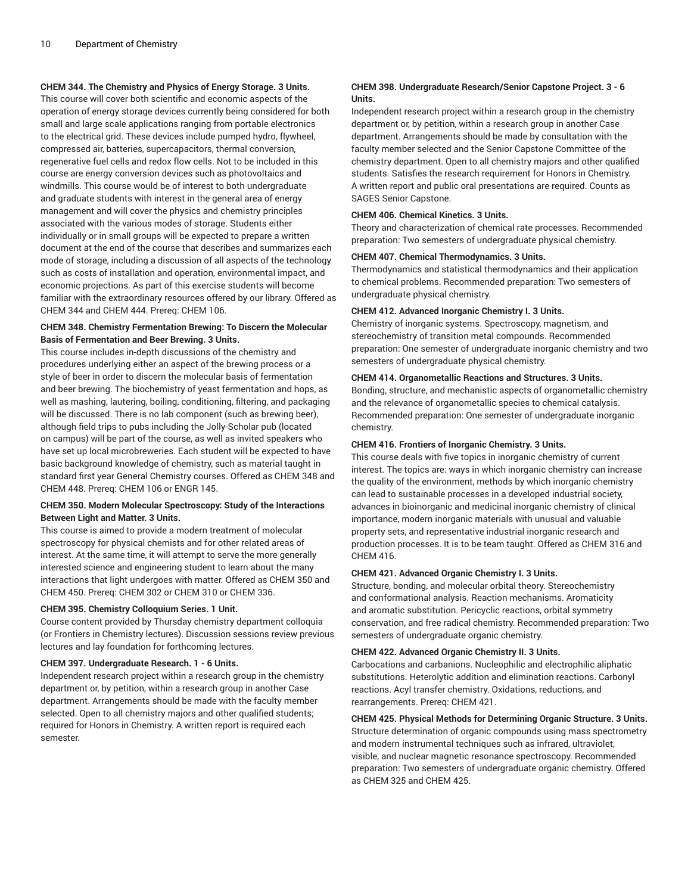**CHEM 344. The Chemistry and Physics of Energy Storage. 3 Units.**
This course will cover both scientific and economic aspects of the operation of energy storage devices currently being considered for both small and large scale applications ranging from portable electronics to the electrical grid. These devices include pumped hydro, flywheel, compressed air, batteries, supercapacitors, thermal conversion, regenerative fuel cells and redox flow cells. Not to be included in this course are energy conversion devices such as photovoltaics and windmills. This course would be of interest to both undergraduate and graduate students with interest in the general area of energy management and will cover the physics and chemistry principles associated with the various modes of storage. Students either individually or in small groups will be expected to prepare a written document at the end of the course that describes and summarizes each mode of storage, including a discussion of all aspects of the technology such as costs of installation and operation, environmental impact, and economic projections. As part of this exercise students will become familiar with the extraordinary resources offered by our library. Offered as CHEM 344 and CHEM 444. Prereq: CHEM 106.

**CHEM 348. Chemistry Fermentation Brewing: To Discern the Molecular Basis of Fermentation and Beer Brewing. 3 Units.**
This course includes in-depth discussions of the chemistry and procedures underlying either an aspect of the brewing process or a style of beer in order to discern the molecular basis of fermentation and beer brewing. The biochemistry of yeast fermentation and hops, as well as mashing, lautering, boiling, conditioning, filtering, and packaging will be discussed. There is no lab component (such as brewing beer), although field trips to pubs including the Jolly-Scholar pub (located on campus) will be part of the course, as well as invited speakers who have set up local microbreweries. Each student will be expected to have basic background knowledge of chemistry, such as material taught in standard first year General Chemistry courses. Offered as CHEM 348 and CHEM 448. Prereq: CHEM 106 or ENGR 145.

**CHEM 350. Modern Molecular Spectroscopy: Study of the Interactions Between Light and Matter. 3 Units.**
This course is aimed to provide a modern treatment of molecular spectroscopy for physical chemists and for other related areas of interest. At the same time, it will attempt to serve the more generally interested science and engineering student to learn about the many interactions that light undergoes with matter. Offered as CHEM 350 and CHEM 450. Prereq: CHEM 302 or CHEM 310 or CHEM 336.

**CHEM 395. Chemistry Colloquium Series. 1 Unit.**
Course content provided by Thursday chemistry department colloquia (or Frontiers in Chemistry lectures). Discussion sessions review previous lectures and lay foundation for forthcoming lectures.

**CHEM 397. Undergraduate Research. 1 - 6 Units.**
Independent research project within a research group in the chemistry department or, by petition, within a research group in another Case department. Arrangements should be made with the faculty member selected. Open to all chemistry majors and other qualified students; required for Honors in Chemistry. A written report is required each semester.

**CHEM 398. Undergraduate Research/Senior Capstone Project. 3 - 6 Units.**
Independent research project within a research group in the chemistry department or, by petition, within a research group in another Case department. Arrangements should be made by consultation with the faculty member selected and the Senior Capstone Committee of the chemistry department. Open to all chemistry majors and other qualified students. Satisfies the research requirement for Honors in Chemistry. A written report and public oral presentations are required. Counts as SAGES Senior Capstone.

**CHEM 406. Chemical Kinetics. 3 Units.**
Theory and characterization of chemical rate processes. Recommended preparation: Two semesters of undergraduate physical chemistry.

**CHEM 407. Chemical Thermodynamics. 3 Units.**
Thermodynamics and statistical thermodynamics and their application to chemical problems. Recommended preparation: Two semesters of undergraduate physical chemistry.

**CHEM 412. Advanced Inorganic Chemistry I. 3 Units.**
Chemistry of inorganic systems. Spectroscopy, magnetism, and stereochemistry of transition metal compounds. Recommended preparation: One semester of undergraduate inorganic chemistry and two semesters of undergraduate physical chemistry.

**CHEM 414. Organometallic Reactions and Structures. 3 Units.**
Bonding, structure, and mechanistic aspects of organometallic chemistry and the relevance of organometallic species to chemical catalysis. Recommended preparation: One semester of undergraduate inorganic chemistry.

**CHEM 416. Frontiers of Inorganic Chemistry. 3 Units.**
This course deals with five topics in inorganic chemistry of current interest. The topics are: ways in which inorganic chemistry can increase the quality of the environment, methods by which inorganic chemistry can lead to sustainable processes in a developed industrial society, advances in bioinorganic and medicinal inorganic chemistry of clinical importance, modern inorganic materials with unusual and valuable property sets, and representative industrial inorganic research and production processes. It is to be team taught. Offered as CHEM 316 and CHEM 416.

**CHEM 421. Advanced Organic Chemistry I. 3 Units.**
Structure, bonding, and molecular orbital theory. Stereochemistry and conformational analysis. Reaction mechanisms. Aromaticity and aromatic substitution. Pericyclic reactions, orbital symmetry conservation, and free radical chemistry. Recommended preparation: Two semesters of undergraduate organic chemistry.

**CHEM 422. Advanced Organic Chemistry II. 3 Units.**
Carbocations and carbanions. Nucleophilic and electrophilic aliphatic substitutions. Heterolytic addition and elimination reactions. Carbonyl reactions. Acyl transfer chemistry. Oxidations, reductions, and rearrangements. Prereq: CHEM 421.

**CHEM 425. Physical Methods for Determining Organic Structure. 3 Units.**
Structure determination of organic compounds using mass spectrometry and modern instrumental techniques such as infrared, ultraviolet, visible, and nuclear magnetic resonance spectroscopy. Recommended preparation: Two semesters of undergraduate organic chemistry. Offered as CHEM 325 and CHEM 425.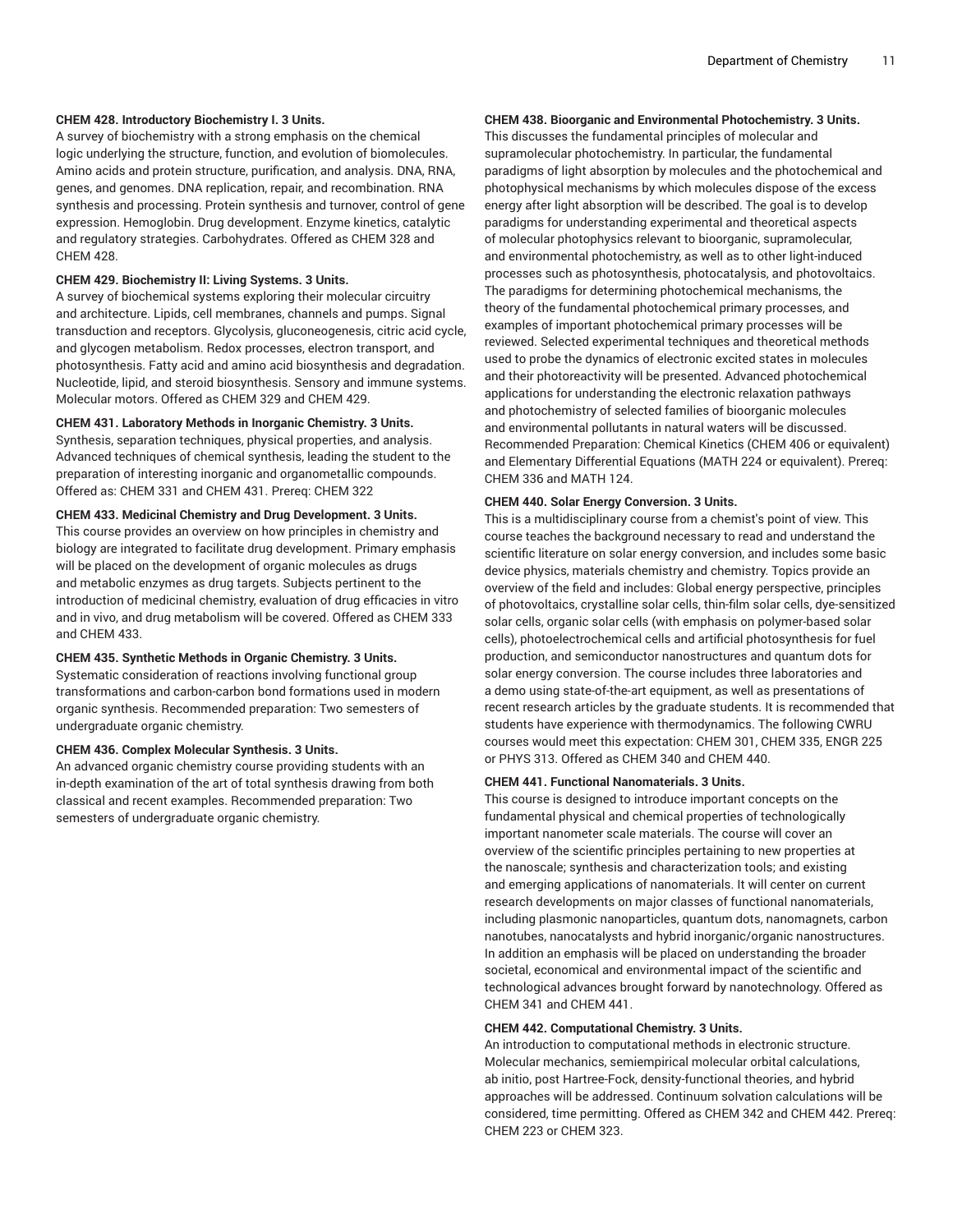**CHEM 428. Introductory Biochemistry I. 3 Units.**
A survey of biochemistry with a strong emphasis on the chemical logic underlying the structure, function, and evolution of biomolecules. Amino acids and protein structure, purification, and analysis. DNA, RNA, genes, and genomes. DNA replication, repair, and recombination. RNA synthesis and processing. Protein synthesis and turnover, control of gene expression. Hemoglobin. Drug development. Enzyme kinetics, catalytic and regulatory strategies. Carbohydrates. Offered as CHEM 328 and CHEM 428.

**CHEM 429. Biochemistry II: Living Systems. 3 Units.**
A survey of biochemical systems exploring their molecular circuitry and architecture. Lipids, cell membranes, channels and pumps. Signal transduction and receptors. Glycolysis, gluconeogenesis, citric acid cycle, and glycogen metabolism. Redox processes, electron transport, and photosynthesis. Fatty acid and amino acid biosynthesis and degradation. Nucleotide, lipid, and steroid biosynthesis. Sensory and immune systems. Molecular motors. Offered as CHEM 329 and CHEM 429.

**CHEM 431. Laboratory Methods in Inorganic Chemistry. 3 Units.**
Synthesis, separation techniques, physical properties, and analysis. Advanced techniques of chemical synthesis, leading the student to the preparation of interesting inorganic and organometallic compounds. Offered as: CHEM 331 and CHEM 431. Prereq: CHEM 322

**CHEM 433. Medicinal Chemistry and Drug Development. 3 Units.**
This course provides an overview on how principles in chemistry and biology are integrated to facilitate drug development. Primary emphasis will be placed on the development of organic molecules as drugs and metabolic enzymes as drug targets. Subjects pertinent to the introduction of medicinal chemistry, evaluation of drug efficacies in vitro and in vivo, and drug metabolism will be covered. Offered as CHEM 333 and CHEM 433.

**CHEM 435. Synthetic Methods in Organic Chemistry. 3 Units.**
Systematic consideration of reactions involving functional group transformations and carbon-carbon bond formations used in modern organic synthesis. Recommended preparation: Two semesters of undergraduate organic chemistry.

**CHEM 436. Complex Molecular Synthesis. 3 Units.**
An advanced organic chemistry course providing students with an in-depth examination of the art of total synthesis drawing from both classical and recent examples. Recommended preparation: Two semesters of undergraduate organic chemistry.

**CHEM 438. Bioorganic and Environmental Photochemistry. 3 Units.**
This discusses the fundamental principles of molecular and supramolecular photochemistry. In particular, the fundamental paradigms of light absorption by molecules and the photochemical and photophysical mechanisms by which molecules dispose of the excess energy after light absorption will be described. The goal is to develop paradigms for understanding experimental and theoretical aspects of molecular photophysics relevant to bioorganic, supramolecular, and environmental photochemistry, as well as to other light-induced processes such as photosynthesis, photocatalysis, and photovoltaics. The paradigms for determining photochemical mechanisms, the theory of the fundamental photochemical primary processes, and examples of important photochemical primary processes will be reviewed. Selected experimental techniques and theoretical methods used to probe the dynamics of electronic excited states in molecules and their photoreactivity will be presented. Advanced photochemical applications for understanding the electronic relaxation pathways and photochemistry of selected families of bioorganic molecules and environmental pollutants in natural waters will be discussed. Recommended Preparation: Chemical Kinetics (CHEM 406 or equivalent) and Elementary Differential Equations (MATH 224 or equivalent). Prereq: CHEM 336 and MATH 124.

**CHEM 440. Solar Energy Conversion. 3 Units.**
This is a multidisciplinary course from a chemist's point of view. This course teaches the background necessary to read and understand the scientific literature on solar energy conversion, and includes some basic device physics, materials chemistry and chemistry. Topics provide an overview of the field and includes: Global energy perspective, principles of photovoltaics, crystalline solar cells, thin-film solar cells, dye-sensitized solar cells, organic solar cells (with emphasis on polymer-based solar cells), photoelectrochemical cells and artificial photosynthesis for fuel production, and semiconductor nanostructures and quantum dots for solar energy conversion. The course includes three laboratories and a demo using state-of-the-art equipment, as well as presentations of recent research articles by the graduate students. It is recommended that students have experience with thermodynamics. The following CWRU courses would meet this expectation: CHEM 301, CHEM 335, ENGR 225 or PHYS 313. Offered as CHEM 340 and CHEM 440.

**CHEM 441. Functional Nanomaterials. 3 Units.**
This course is designed to introduce important concepts on the fundamental physical and chemical properties of technologically important nanometer scale materials. The course will cover an overview of the scientific principles pertaining to new properties at the nanoscale; synthesis and characterization tools; and existing and emerging applications of nanomaterials. It will center on current research developments on major classes of functional nanomaterials, including plasmonic nanoparticles, quantum dots, nanomagnets, carbon nanotubes, nanocatalysts and hybrid inorganic/organic nanostructures. In addition an emphasis will be placed on understanding the broader societal, economical and environmental impact of the scientific and technological advances brought forward by nanotechnology. Offered as CHEM 341 and CHEM 441.

**CHEM 442. Computational Chemistry. 3 Units.**
An introduction to computational methods in electronic structure. Molecular mechanics, semiempirical molecular orbital calculations, ab initio, post Hartree-Fock, density-functional theories, and hybrid approaches will be addressed. Continuum solvation calculations will be considered, time permitting. Offered as CHEM 342 and CHEM 442. Prereq: CHEM 223 or CHEM 323.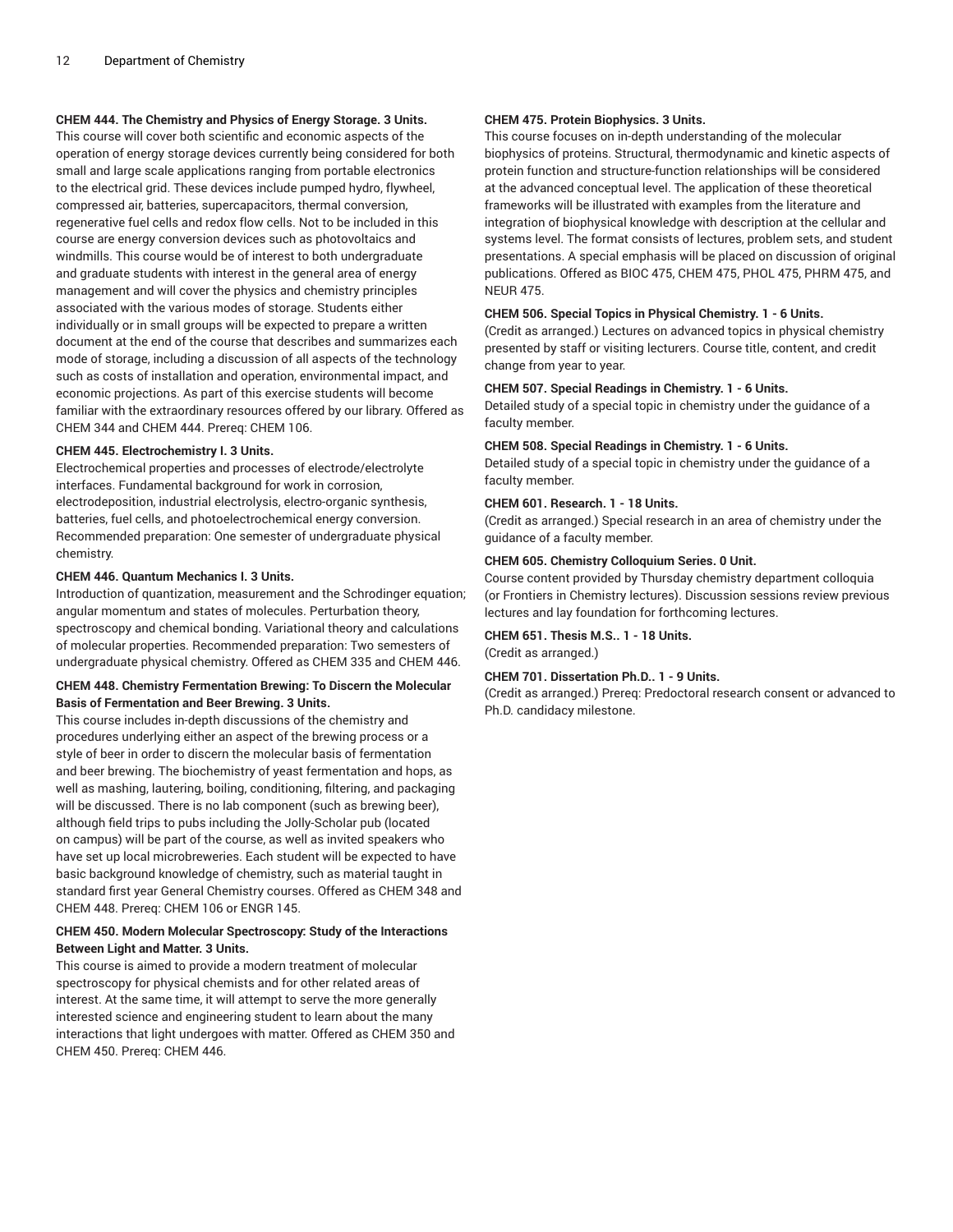**CHEM 444. The Chemistry and Physics of Energy Storage. 3 Units.**
This course will cover both scientific and economic aspects of the operation of energy storage devices currently being considered for both small and large scale applications ranging from portable electronics to the electrical grid. These devices include pumped hydro, flywheel, compressed air, batteries, supercapacitors, thermal conversion, regenerative fuel cells and redox flow cells. Not to be included in this course are energy conversion devices such as photovoltaics and windmills. This course would be of interest to both undergraduate and graduate students with interest in the general area of energy management and will cover the physics and chemistry principles associated with the various modes of storage. Students either individually or in small groups will be expected to prepare a written document at the end of the course that describes and summarizes each mode of storage, including a discussion of all aspects of the technology such as costs of installation and operation, environmental impact, and economic projections. As part of this exercise students will become familiar with the extraordinary resources offered by our library. Offered as CHEM 344 and CHEM 444. Prereq: CHEM 106.

**CHEM 445. Electrochemistry I. 3 Units.**
Electrochemical properties and processes of electrode/electrolyte interfaces. Fundamental background for work in corrosion, electrodeposition, industrial electrolysis, electro-organic synthesis, batteries, fuel cells, and photoelectrochemical energy conversion. Recommended preparation: One semester of undergraduate physical chemistry.

**CHEM 446. Quantum Mechanics I. 3 Units.**
Introduction of quantization, measurement and the Schrodinger equation; angular momentum and states of molecules. Perturbation theory, spectroscopy and chemical bonding. Variational theory and calculations of molecular properties. Recommended preparation: Two semesters of undergraduate physical chemistry. Offered as CHEM 335 and CHEM 446.

**CHEM 448. Chemistry Fermentation Brewing: To Discern the Molecular Basis of Fermentation and Beer Brewing. 3 Units.**
This course includes in-depth discussions of the chemistry and procedures underlying either an aspect of the brewing process or a style of beer in order to discern the molecular basis of fermentation and beer brewing. The biochemistry of yeast fermentation and hops, as well as mashing, lautering, boiling, conditioning, filtering, and packaging will be discussed. There is no lab component (such as brewing beer), although field trips to pubs including the Jolly-Scholar pub (located on campus) will be part of the course, as well as invited speakers who have set up local microbreweries. Each student will be expected to have basic background knowledge of chemistry, such as material taught in standard first year General Chemistry courses. Offered as CHEM 348 and CHEM 448. Prereq: CHEM 106 or ENGR 145.

**CHEM 450. Modern Molecular Spectroscopy: Study of the Interactions Between Light and Matter. 3 Units.**
This course is aimed to provide a modern treatment of molecular spectroscopy for physical chemists and for other related areas of interest. At the same time, it will attempt to serve the more generally interested science and engineering student to learn about the many interactions that light undergoes with matter. Offered as CHEM 350 and CHEM 450. Prereq: CHEM 446.

**CHEM 475. Protein Biophysics. 3 Units.**
This course focuses on in-depth understanding of the molecular biophysics of proteins. Structural, thermodynamic and kinetic aspects of protein function and structure-function relationships will be considered at the advanced conceptual level. The application of these theoretical frameworks will be illustrated with examples from the literature and integration of biophysical knowledge with description at the cellular and systems level. The format consists of lectures, problem sets, and student presentations. A special emphasis will be placed on discussion of original publications. Offered as BIOC 475, CHEM 475, PHOL 475, PHRM 475, and NEUR 475.

**CHEM 506. Special Topics in Physical Chemistry. 1 - 6 Units.**
(Credit as arranged.) Lectures on advanced topics in physical chemistry presented by staff or visiting lecturers. Course title, content, and credit change from year to year.

**CHEM 507. Special Readings in Chemistry. 1 - 6 Units.**
Detailed study of a special topic in chemistry under the guidance of a faculty member.

**CHEM 508. Special Readings in Chemistry. 1 - 6 Units.**
Detailed study of a special topic in chemistry under the guidance of a faculty member.

**CHEM 601. Research. 1 - 18 Units.**
(Credit as arranged.) Special research in an area of chemistry under the guidance of a faculty member.

**CHEM 605. Chemistry Colloquium Series. 0 Unit.**
Course content provided by Thursday chemistry department colloquia (or Frontiers in Chemistry lectures). Discussion sessions review previous lectures and lay foundation for forthcoming lectures.

**CHEM 651. Thesis M.S.. 1 - 18 Units.**
(Credit as arranged.)

**CHEM 701. Dissertation Ph.D.. 1 - 9 Units.**
(Credit as arranged.) Prereq: Predoctoral research consent or advanced to Ph.D. candidacy milestone.